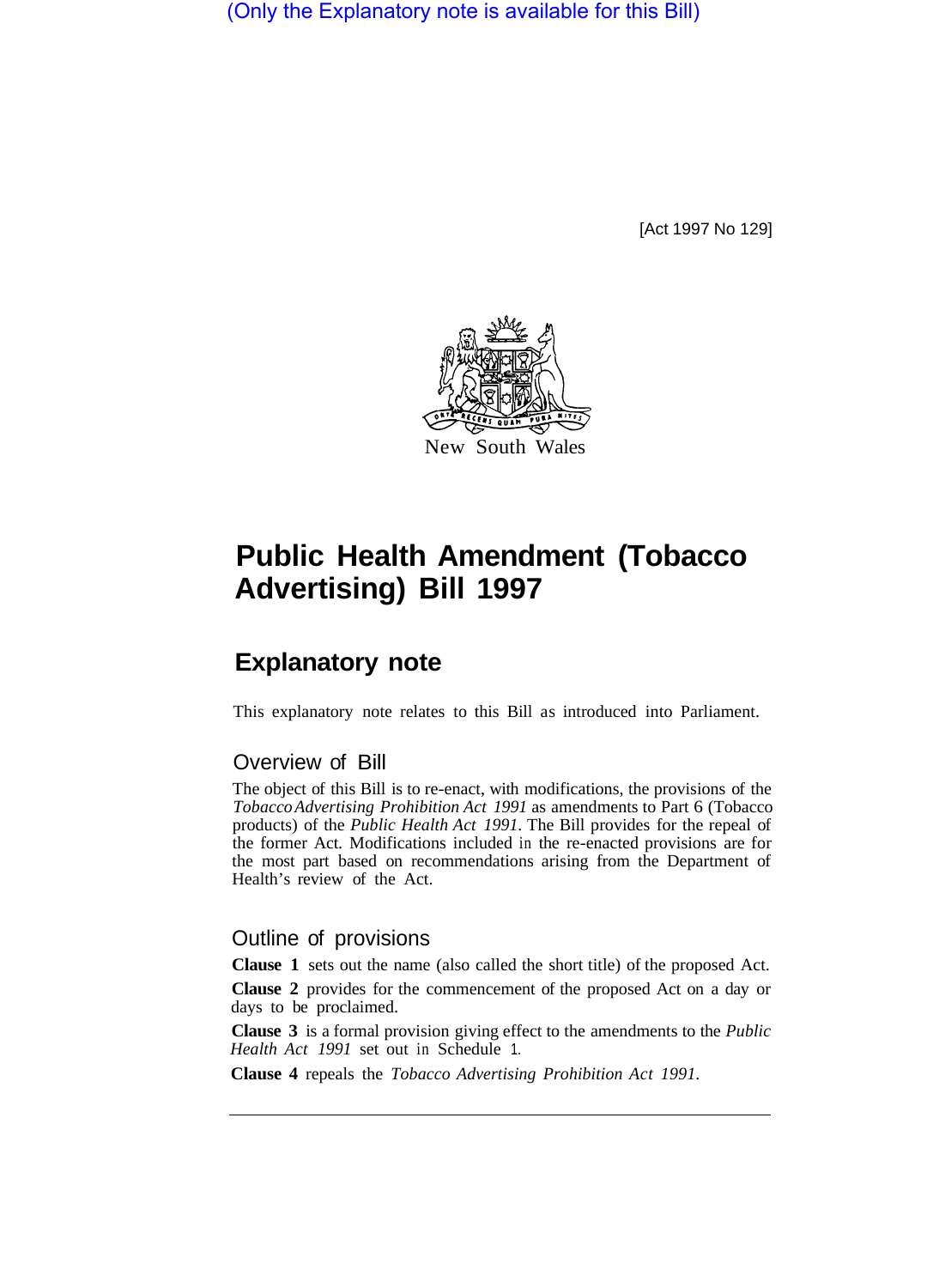(Only the Explanatory note is available for this Bill)

[Act 1997 No 129]

New South Wales

# Public Health Amendment (Tobacco Advertising) Bill 1997

## Explanatory note

This explanatory note relates to this Bill as introduced into Parliament.

### Overview of Bill

The object of this Bill is to re-enact, with modifications, the provisions of the *Tobacco Advertising Prohibition Act 1991* as amendments to Part 6 (Tobacco products) of the *Public Health Act 1991*. The Bill provides for the repeal of the former Act. Modifications included in the re-enacted provisions are for the most part based on recommendations arising from the Department of Health's review of the Act.

### Outline of provisions

**Clause 1** sets out the name (also called the short title) of the proposed Act.

**Clause 2** provides for the commencement of the proposed Act on a day or days to be proclaimed.

**Clause 3** is a formal provision giving effect to the amendments to the *Public Health Act 1991* set out in Schedule 1.

**Clause 4** repeals the *Tobacco Advertising Prohibition Act 1991*.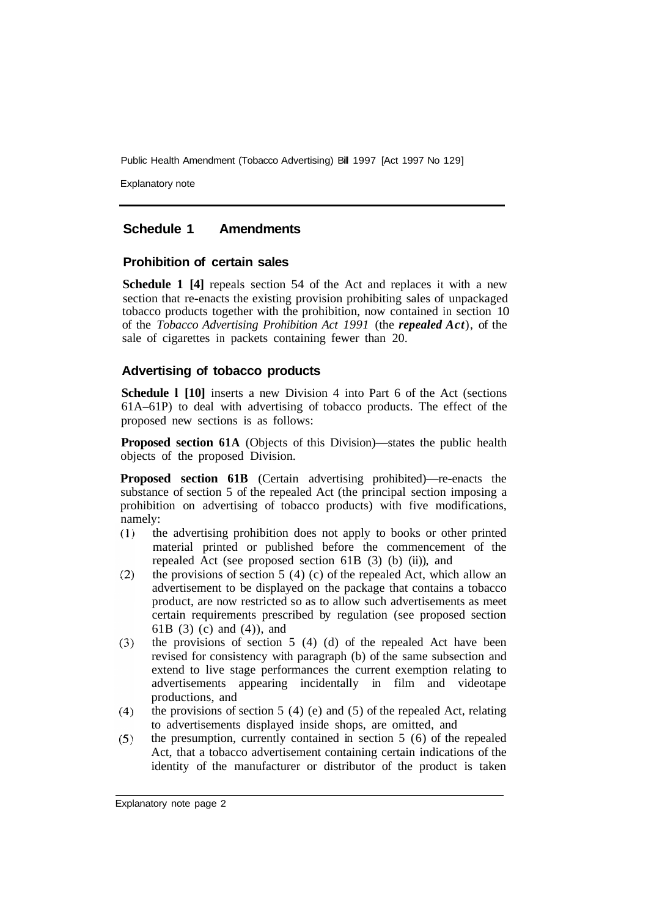## Schedule 1 Amendments

### Prohibition of certain sales

**Schedule 1 [4]** repeals section 54 of the Act and replaces it with a new section that re-enacts the existing provision prohibiting sales of unpackaged tobacco products together with the prohibition, now contained in section 10 of the *Tobacco Advertising Prohibition Act 1991* (the ***repealed Act***), of the sale of cigarettes in packets containing fewer than 20.

### Advertising of tobacco products

**Schedule l [10]** inserts a new Division 4 into Part 6 of the Act (sections 61A–61P) to deal with advertising of tobacco products. The effect of the proposed new sections is as follows:

**Proposed section 61A** (Objects of this Division)—states the public health objects of the proposed Division.

**Proposed section 61B** (Certain advertising prohibited)—re-enacts the substance of section 5 of the repealed Act (the principal section imposing a prohibition on advertising of tobacco products) with five modifications, namely:

(1) the advertising prohibition does not apply to books or other printed material printed or published before the commencement of the repealed Act (see proposed section 61B (3) (b) (ii)), and

(2) the provisions of section 5 (4) (c) of the repealed Act, which allow an advertisement to be displayed on the package that contains a tobacco product, are now restricted so as to allow such advertisements as meet certain requirements prescribed by regulation (see proposed section 61B (3) (c) and (4)), and

(3) the provisions of section 5 (4) (d) of the repealed Act have been revised for consistency with paragraph (b) of the same subsection and extend to live stage performances the current exemption relating to advertisements appearing incidentally in film and videotape productions, and

(4) the provisions of section 5 (4) (e) and (5) of the repealed Act, relating to advertisements displayed inside shops, are omitted, and

(5) the presumption, currently contained in section 5 (6) of the repealed Act, that a tobacco advertisement containing certain indications of the identity of the manufacturer or distributor of the product is taken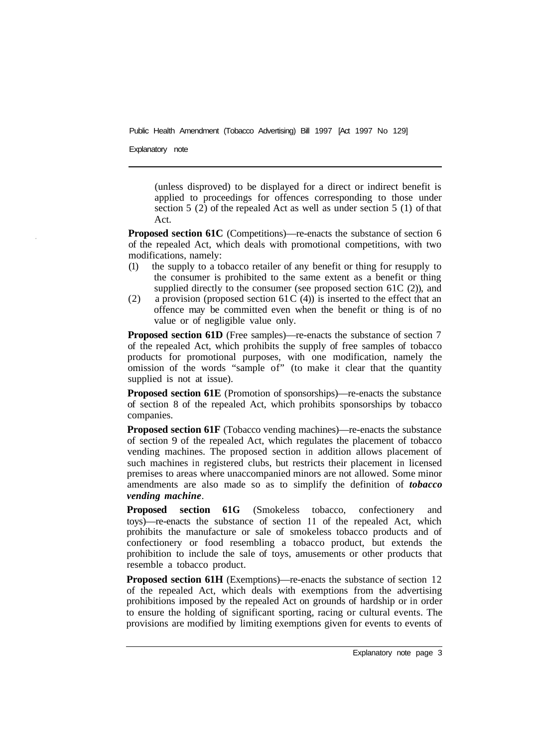(unless disproved) to be displayed for a direct or indirect benefit is applied to proceedings for offences corresponding to those under section 5 (2) of the repealed Act as well as under section 5 (1) of that Act.

**Proposed section 61C** (Competitions)—re-enacts the substance of section 6 of the repealed Act, which deals with promotional competitions, with two modifications, namely:

(1) the supply to a tobacco retailer of any benefit or thing for resupply to the consumer is prohibited to the same extent as a benefit or thing supplied directly to the consumer (see proposed section 61C (2)), and

(2) a provision (proposed section 61C (4)) is inserted to the effect that an offence may be committed even when the benefit or thing is of no value or of negligible value only.

**Proposed section 61D** (Free samples)—re-enacts the substance of section 7 of the repealed Act, which prohibits the supply of free samples of tobacco products for promotional purposes, with one modification, namely the omission of the words "sample of" (to make it clear that the quantity supplied is not at issue).

**Proposed section 61E** (Promotion of sponsorships)—re-enacts the substance of section 8 of the repealed Act, which prohibits sponsorships by tobacco companies.

**Proposed section 61F** (Tobacco vending machines)—re-enacts the substance of section 9 of the repealed Act, which regulates the placement of tobacco vending machines. The proposed section in addition allows placement of such machines in registered clubs, but restricts their placement in licensed premises to areas where unaccompanied minors are not allowed. Some minor amendments are also made so as to simplify the definition of ***tobacco vending machine***.

**Proposed section 61G** (Smokeless tobacco, confectionery and toys)—re-enacts the substance of section 11 of the repealed Act, which prohibits the manufacture or sale of smokeless tobacco products and of confectionery or food resembling a tobacco product, but extends the prohibition to include the sale of toys, amusements or other products that resemble a tobacco product.

**Proposed section 61H** (Exemptions)—re-enacts the substance of section 12 of the repealed Act, which deals with exemptions from the advertising prohibitions imposed by the repealed Act on grounds of hardship or in order to ensure the holding of significant sporting, racing or cultural events. The provisions are modified by limiting exemptions given for events to events of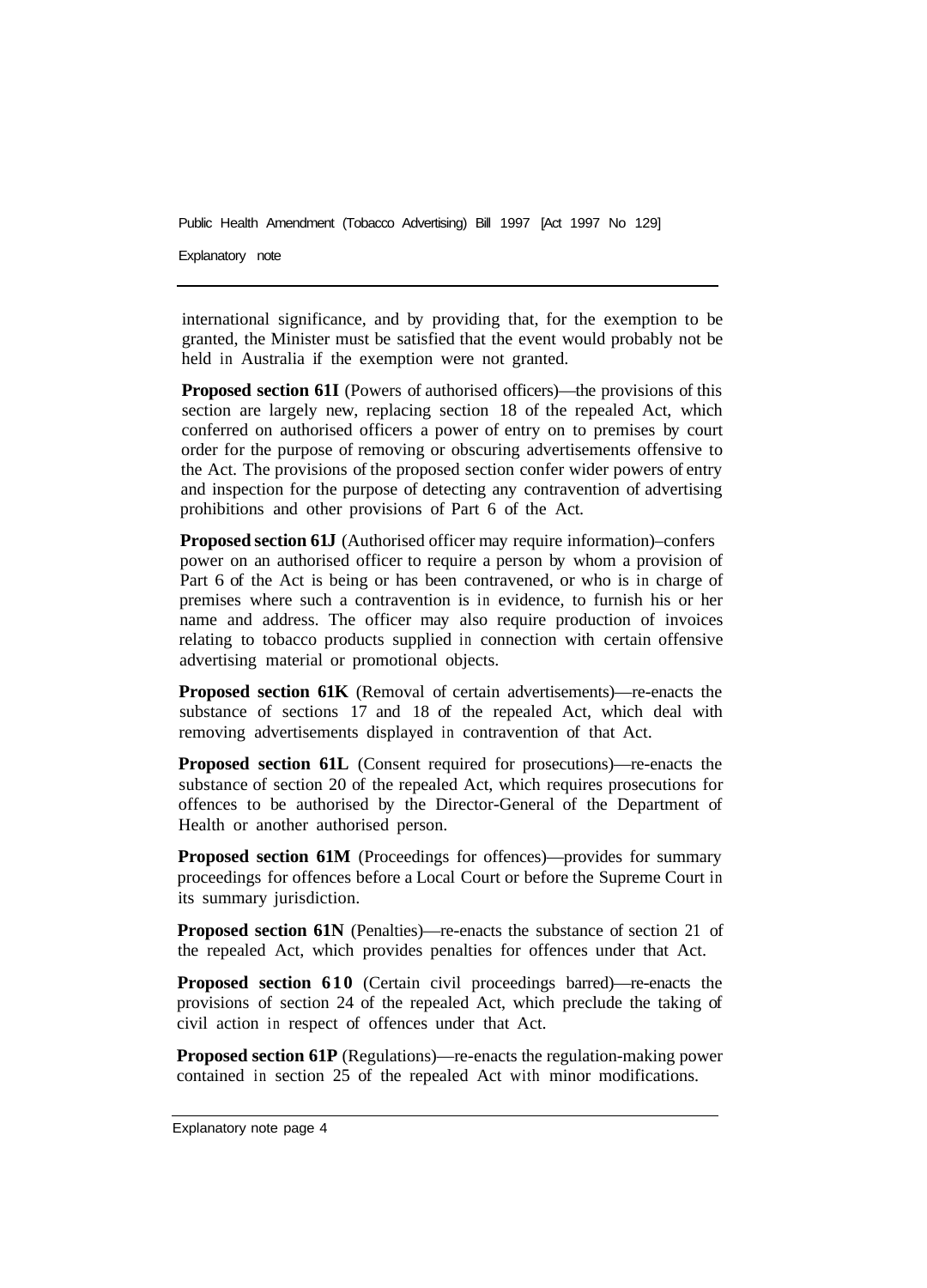international significance, and by providing that, for the exemption to be granted, the Minister must be satisfied that the event would probably not be held in Australia if the exemption were not granted.

**Proposed section 61I** (Powers of authorised officers)—the provisions of this section are largely new, replacing section 18 of the repealed Act, which conferred on authorised officers a power of entry on to premises by court order for the purpose of removing or obscuring advertisements offensive to the Act. The provisions of the proposed section confer wider powers of entry and inspection for the purpose of detecting any contravention of advertising prohibitions and other provisions of Part 6 of the Act.

**Proposed section 61J** (Authorised officer may require information)–confers power on an authorised officer to require a person by whom a provision of Part 6 of the Act is being or has been contravened, or who is in charge of premises where such a contravention is in evidence, to furnish his or her name and address. The officer may also require production of invoices relating to tobacco products supplied in connection with certain offensive advertising material or promotional objects.

**Proposed section 61K** (Removal of certain advertisements)—re-enacts the substance of sections 17 and 18 of the repealed Act, which deal with removing advertisements displayed in contravention of that Act.

**Proposed section 61L** (Consent required for prosecutions)—re-enacts the substance of section 20 of the repealed Act, which requires prosecutions for offences to be authorised by the Director-General of the Department of Health or another authorised person.

**Proposed section 61M** (Proceedings for offences)—provides for summary proceedings for offences before a Local Court or before the Supreme Court in its summary jurisdiction.

**Proposed section 61N** (Penalties)—re-enacts the substance of section 21 of the repealed Act, which provides penalties for offences under that Act.

**Proposed section 61O** (Certain civil proceedings barred)—re-enacts the provisions of section 24 of the repealed Act, which preclude the taking of civil action in respect of offences under that Act.

**Proposed section 61P** (Regulations)—re-enacts the regulation-making power contained in section 25 of the repealed Act with minor modifications.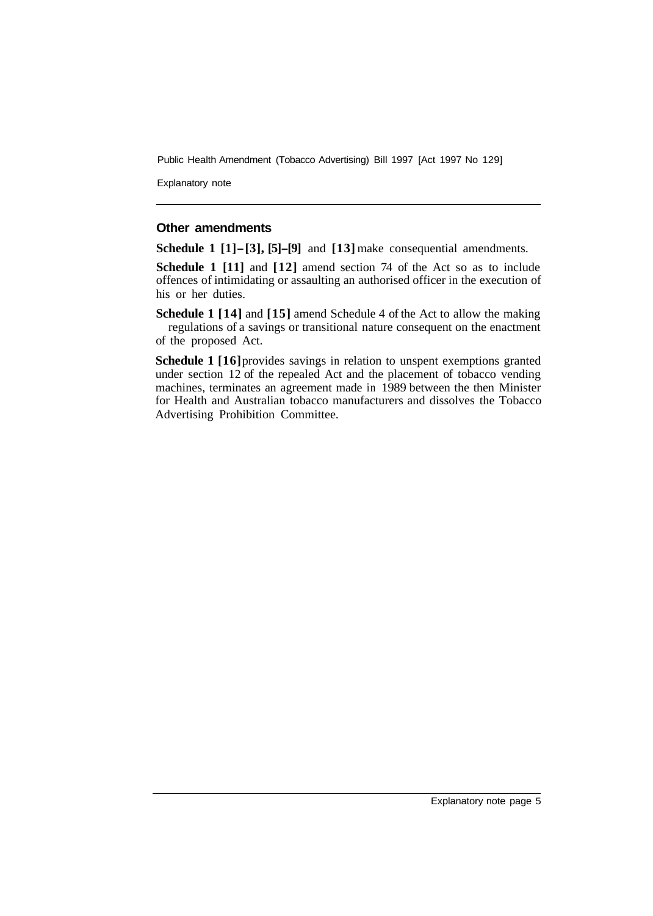## Other amendments

**Schedule 1 [1]–[3], [5]–[9]** and **[13]** make consequential amendments.

**Schedule 1 [11]** and **[12]** amend section 74 of the Act so as to include offences of intimidating or assaulting an authorised officer in the execution of his or her duties.

**Schedule 1 [14]** and **[15]** amend Schedule 4 of the Act to allow the making regulations of a savings or transitional nature consequent on the enactment of the proposed Act.

**Schedule 1 [16]** provides savings in relation to unspent exemptions granted under section 12 of the repealed Act and the placement of tobacco vending machines, terminates an agreement made in 1989 between the then Minister for Health and Australian tobacco manufacturers and dissolves the Tobacco Advertising Prohibition Committee.